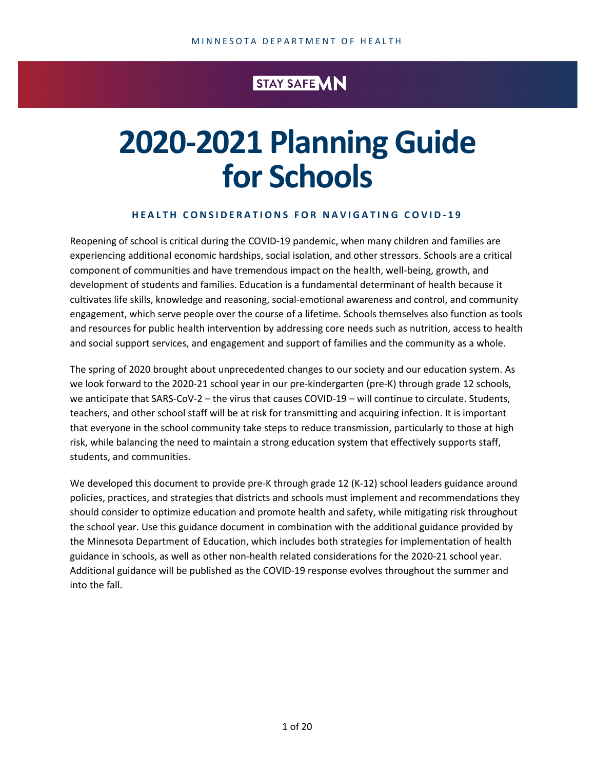MINNESOTA DEPARTMENT OF HEALTH

STAY SAFE MN

# 2020-2021 Planning Guide for Schools

## HEALTH CONSIDERATIONS FOR NAVIGATING COVID-19

Reopening of school is critical during the COVID-19 pandemic, when many children and families are experiencing additional economic hardships, social isolation, and other stressors. Schools are a critical component of communities and have tremendous impact on the health, well-being, growth, and development of students and families. Education is a fundamental determinant of health because it cultivates life skills, knowledge and reasoning, social-emotional awareness and control, and community engagement, which serve people over the course of a lifetime. Schools themselves also function as tools and resources for public health intervention by addressing core needs such as nutrition, access to health and social support services, and engagement and support of families and the community as a whole.

The spring of 2020 brought about unprecedented changes to our society and our education system. As we look forward to the 2020-21 school year in our pre-kindergarten (pre-K) through grade 12 schools, we anticipate that SARS-CoV-2 – the virus that causes COVID-19 – will continue to circulate. Students, teachers, and other school staff will be at risk for transmitting and acquiring infection. It is important that everyone in the school community take steps to reduce transmission, particularly to those at high risk, while balancing the need to maintain a strong education system that effectively supports staff, students, and communities.

We developed this document to provide pre-K through grade 12 (K-12) school leaders guidance around policies, practices, and strategies that districts and schools must implement and recommendations they should consider to optimize education and promote health and safety, while mitigating risk throughout the school year. Use this guidance document in combination with the additional guidance provided by the Minnesota Department of Education, which includes both strategies for implementation of health guidance in schools, as well as other non-health related considerations for the 2020-21 school year. Additional guidance will be published as the COVID-19 response evolves throughout the summer and into the fall.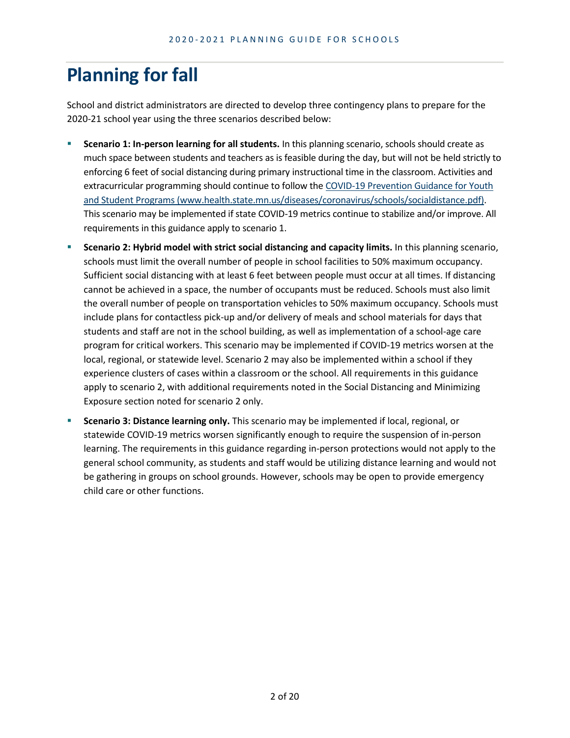# Planning for fall

School and district administrators are directed to develop three contingency plans to prepare for the 2020-21 school year using the three scenarios described below:

- **Scenario 1: In-person learning for all students.** In this planning scenario, schools should create as much space between students and teachers as is feasible during the day, but will not be held strictly to enforcing 6 feet of social distancing during primary instructional time in the classroom. Activities and extracurricular programming should continue to follow the [COVID-19 Prevention Guidance for Youth and Student Programs (www.health.state.mn.us/diseases/coronavirus/schools/socialdistance.pdf)](www.health.state.mn.us/diseases/coronavirus/schools/socialdistance.pdf). This scenario may be implemented if state COVID-19 metrics continue to stabilize and/or improve. All requirements in this guidance apply to scenario 1.
- **Scenario 2: Hybrid model with strict social distancing and capacity limits.** In this planning scenario, schools must limit the overall number of people in school facilities to 50% maximum occupancy. Sufficient social distancing with at least 6 feet between people must occur at all times. If distancing cannot be achieved in a space, the number of occupants must be reduced. Schools must also limit the overall number of people on transportation vehicles to 50% maximum occupancy. Schools must include plans for contactless pick-up and/or delivery of meals and school materials for days that students and staff are not in the school building, as well as implementation of a school-age care program for critical workers. This scenario may be implemented if COVID-19 metrics worsen at the local, regional, or statewide level. Scenario 2 may also be implemented within a school if they experience clusters of cases within a classroom or the school. All requirements in this guidance apply to scenario 2, with additional requirements noted in the Social Distancing and Minimizing Exposure section noted for scenario 2 only.
- **Scenario 3: Distance learning only.** This scenario may be implemented if local, regional, or statewide COVID-19 metrics worsen significantly enough to require the suspension of in-person learning. The requirements in this guidance regarding in-person protections would not apply to the general school community, as students and staff would be utilizing distance learning and would not be gathering in groups on school grounds. However, schools may be open to provide emergency child care or other functions.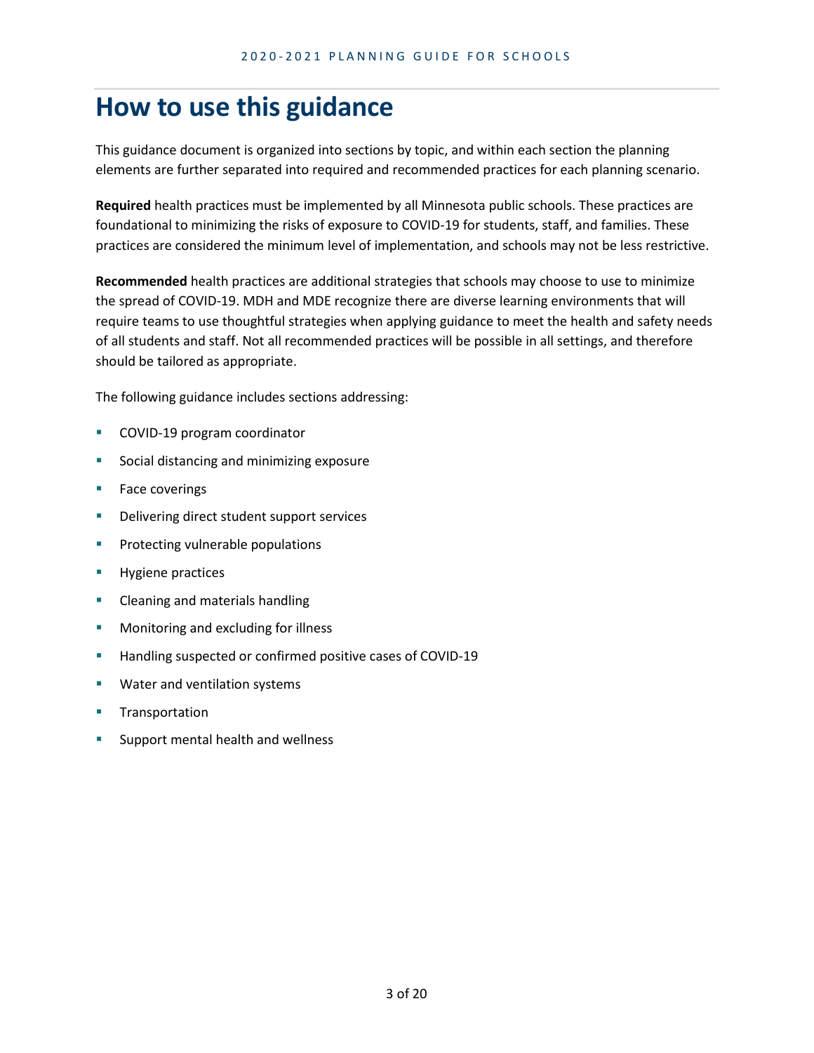# How to use this guidance

This guidance document is organized into sections by topic, and within each section the planning elements are further separated into required and recommended practices for each planning scenario.

**Required** health practices must be implemented by all Minnesota public schools. These practices are foundational to minimizing the risks of exposure to COVID-19 for students, staff, and families. These practices are considered the minimum level of implementation, and schools may not be less restrictive.

**Recommended** health practices are additional strategies that schools may choose to use to minimize the spread of COVID-19. MDH and MDE recognize there are diverse learning environments that will require teams to use thoughtful strategies when applying guidance to meet the health and safety needs of all students and staff. Not all recommended practices will be possible in all settings, and therefore should be tailored as appropriate.

The following guidance includes sections addressing:

- COVID-19 program coordinator
- Social distancing and minimizing exposure
- Face coverings
- Delivering direct student support services
- Protecting vulnerable populations
- Hygiene practices
- Cleaning and materials handling
- Monitoring and excluding for illness
- Handling suspected or confirmed positive cases of COVID-19
- Water and ventilation systems
- Transportation
- Support mental health and wellness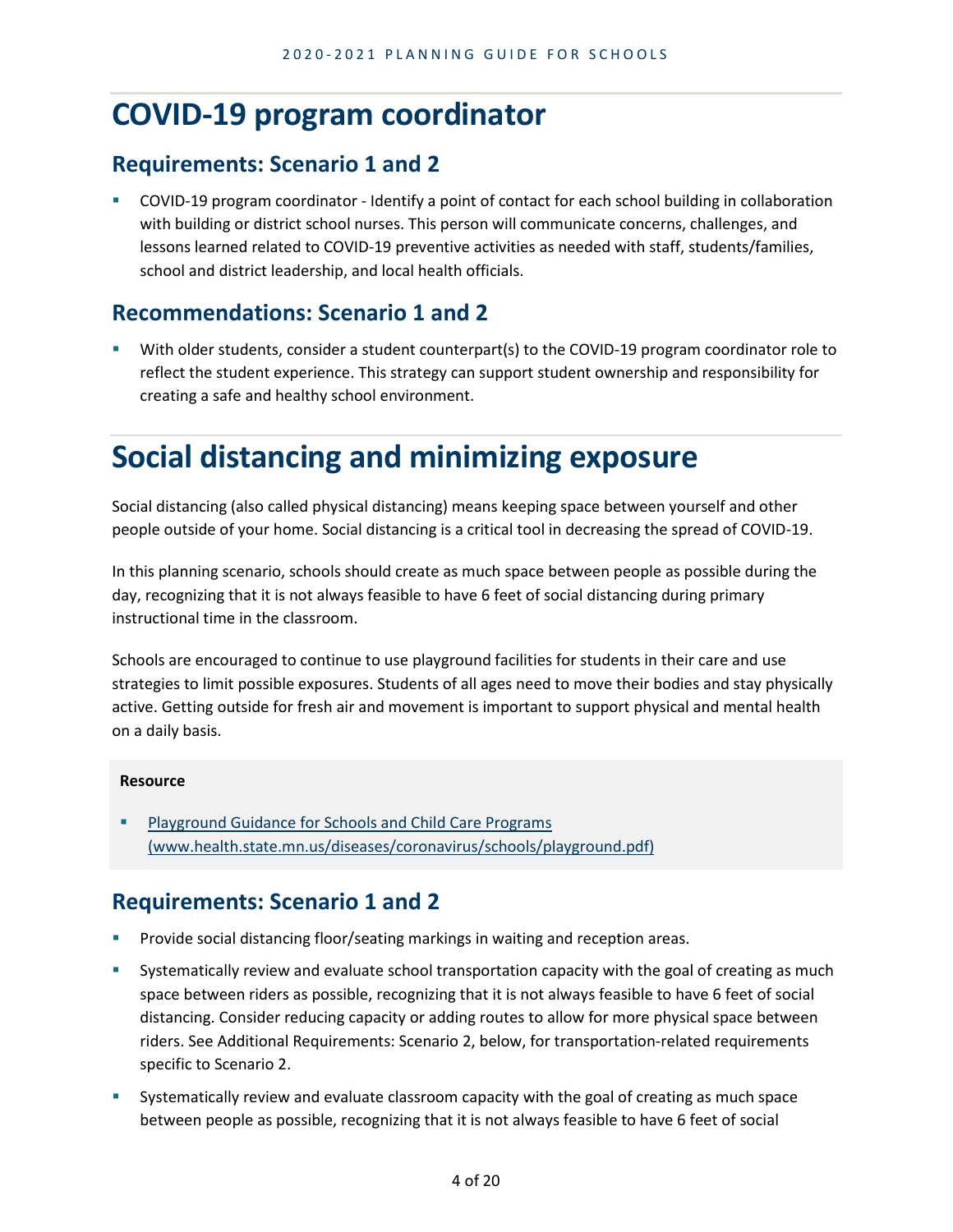# COVID-19 program coordinator

## Requirements: Scenario 1 and 2

- COVID-19 program coordinator - Identify a point of contact for each school building in collaboration with building or district school nurses. This person will communicate concerns, challenges, and lessons learned related to COVID-19 preventive activities as needed with staff, students/families, school and district leadership, and local health officials.

## Recommendations: Scenario 1 and 2

- With older students, consider a student counterpart(s) to the COVID-19 program coordinator role to reflect the student experience. This strategy can support student ownership and responsibility for creating a safe and healthy school environment.

# Social distancing and minimizing exposure

Social distancing (also called physical distancing) means keeping space between yourself and other people outside of your home. Social distancing is a critical tool in decreasing the spread of COVID-19.

In this planning scenario, schools should create as much space between people as possible during the day, recognizing that it is not always feasible to have 6 feet of social distancing during primary instructional time in the classroom.

Schools are encouraged to continue to use playground facilities for students in their care and use strategies to limit possible exposures. Students of all ages need to move their bodies and stay physically active. Getting outside for fresh air and movement is important to support physical and mental health on a daily basis.

**Resource**

- [Playground Guidance for Schools and Child Care Programs (www.health.state.mn.us/diseases/coronavirus/schools/playground.pdf)](www.health.state.mn.us/diseases/coronavirus/schools/playground.pdf)

## Requirements: Scenario 1 and 2

- Provide social distancing floor/seating markings in waiting and reception areas.
- Systematically review and evaluate school transportation capacity with the goal of creating as much space between riders as possible, recognizing that it is not always feasible to have 6 feet of social distancing. Consider reducing capacity or adding routes to allow for more physical space between riders. See Additional Requirements: Scenario 2, below, for transportation-related requirements specific to Scenario 2.
- Systematically review and evaluate classroom capacity with the goal of creating as much space between people as possible, recognizing that it is not always feasible to have 6 feet of social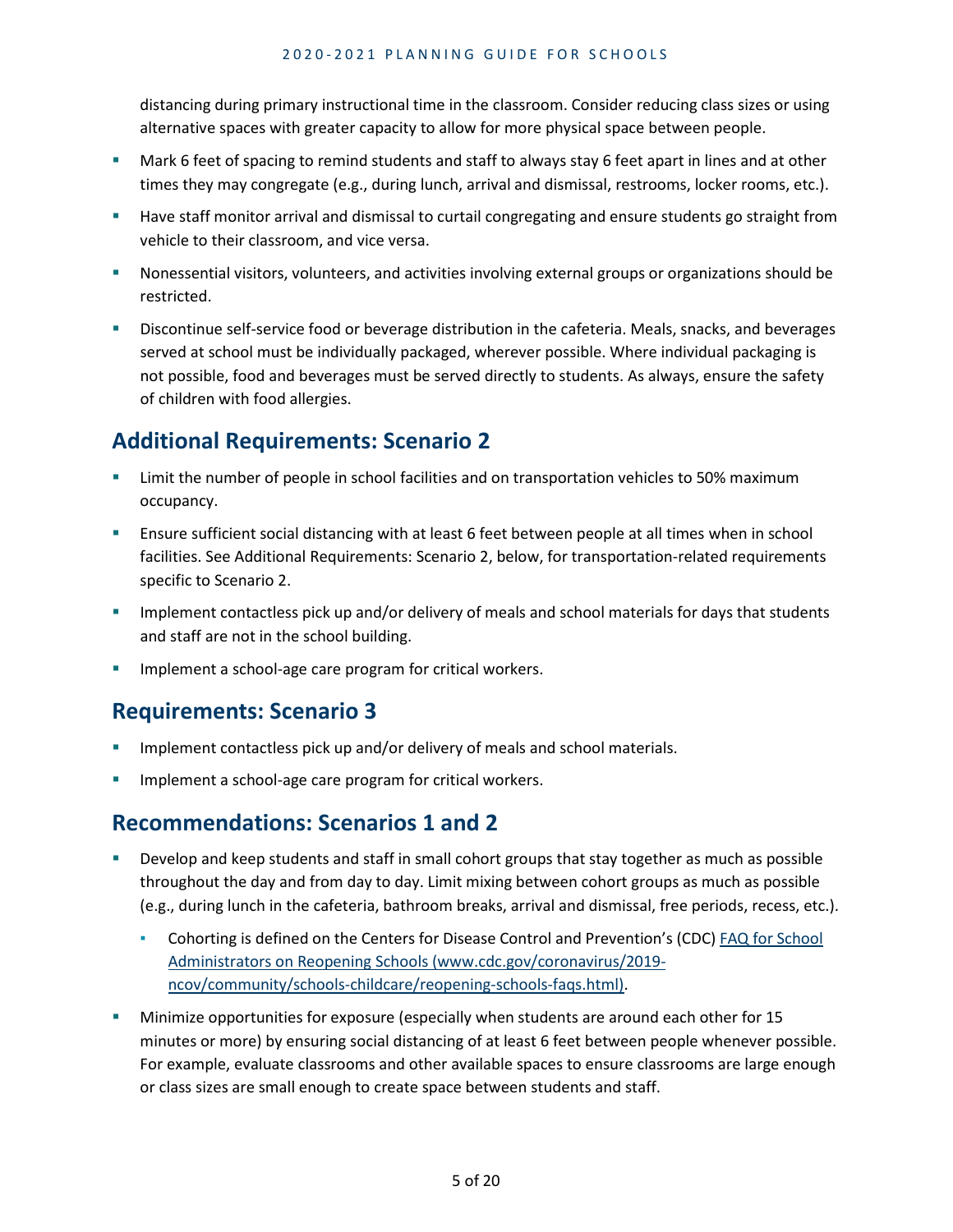distancing during primary instructional time in the classroom. Consider reducing class sizes or using alternative spaces with greater capacity to allow for more physical space between people.

- Mark 6 feet of spacing to remind students and staff to always stay 6 feet apart in lines and at other times they may congregate (e.g., during lunch, arrival and dismissal, restrooms, locker rooms, etc.).
- Have staff monitor arrival and dismissal to curtail congregating and ensure students go straight from vehicle to their classroom, and vice versa.
- Nonessential visitors, volunteers, and activities involving external groups or organizations should be restricted.
- Discontinue self-service food or beverage distribution in the cafeteria. Meals, snacks, and beverages served at school must be individually packaged, wherever possible. Where individual packaging is not possible, food and beverages must be served directly to students. As always, ensure the safety of children with food allergies.

## Additional Requirements: Scenario 2

- Limit the number of people in school facilities and on transportation vehicles to 50% maximum occupancy.
- Ensure sufficient social distancing with at least 6 feet between people at all times when in school facilities. See Additional Requirements: Scenario 2, below, for transportation-related requirements specific to Scenario 2.
- Implement contactless pick up and/or delivery of meals and school materials for days that students and staff are not in the school building.
- Implement a school-age care program for critical workers.

## Requirements: Scenario 3

- Implement contactless pick up and/or delivery of meals and school materials.
- Implement a school-age care program for critical workers.

## Recommendations: Scenarios 1 and 2

- Develop and keep students and staff in small cohort groups that stay together as much as possible throughout the day and from day to day. Limit mixing between cohort groups as much as possible (e.g., during lunch in the cafeteria, bathroom breaks, arrival and dismissal, free periods, recess, etc.).
  - Cohorting is defined on the Centers for Disease Control and Prevention's (CDC) [FAQ for School Administrators on Reopening Schools (www.cdc.gov/coronavirus/2019-ncov/community/schools-childcare/reopening-schools-faqs.html)](https://www.cdc.gov/coronavirus/2019-ncov/community/schools-childcare/reopening-schools-faqs.html).
- Minimize opportunities for exposure (especially when students are around each other for 15 minutes or more) by ensuring social distancing of at least 6 feet between people whenever possible. For example, evaluate classrooms and other available spaces to ensure classrooms are large enough or class sizes are small enough to create space between students and staff.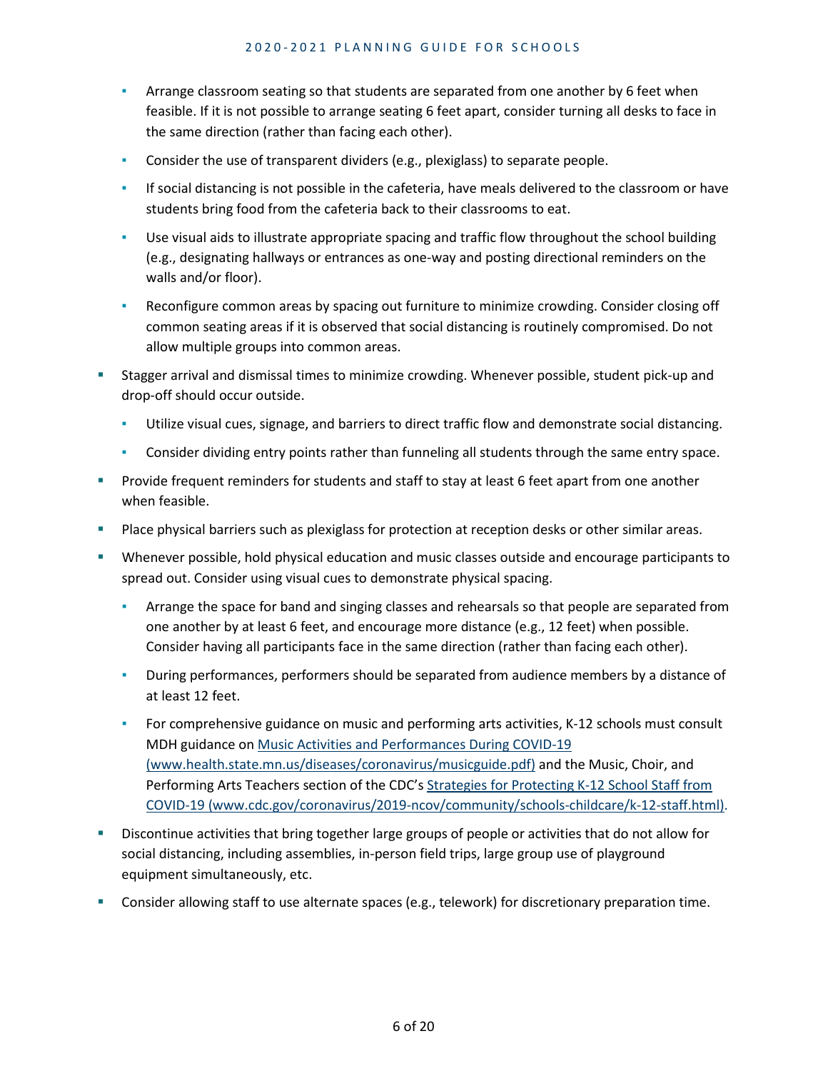- Arrange classroom seating so that students are separated from one another by 6 feet when feasible. If it is not possible to arrange seating 6 feet apart, consider turning all desks to face in the same direction (rather than facing each other).
  - Consider the use of transparent dividers (e.g., plexiglass) to separate people.
  - If social distancing is not possible in the cafeteria, have meals delivered to the classroom or have students bring food from the cafeteria back to their classrooms to eat.
  - Use visual aids to illustrate appropriate spacing and traffic flow throughout the school building (e.g., designating hallways or entrances as one-way and posting directional reminders on the walls and/or floor).
  - Reconfigure common areas by spacing out furniture to minimize crowding. Consider closing off common seating areas if it is observed that social distancing is routinely compromised. Do not allow multiple groups into common areas.
- Stagger arrival and dismissal times to minimize crowding. Whenever possible, student pick-up and drop-off should occur outside.
  - Utilize visual cues, signage, and barriers to direct traffic flow and demonstrate social distancing.
  - Consider dividing entry points rather than funneling all students through the same entry space.
- Provide frequent reminders for students and staff to stay at least 6 feet apart from one another when feasible.
- Place physical barriers such as plexiglass for protection at reception desks or other similar areas.
- Whenever possible, hold physical education and music classes outside and encourage participants to spread out. Consider using visual cues to demonstrate physical spacing.
  - Arrange the space for band and singing classes and rehearsals so that people are separated from one another by at least 6 feet, and encourage more distance (e.g., 12 feet) when possible. Consider having all participants face in the same direction (rather than facing each other).
  - During performances, performers should be separated from audience members by a distance of at least 12 feet.
  - For comprehensive guidance on music and performing arts activities, K-12 schools must consult MDH guidance on [Music Activities and Performances During COVID-19 (www.health.state.mn.us/diseases/coronavirus/musicguide.pdf)](www.health.state.mn.us/diseases/coronavirus/musicguide.pdf) and the Music, Choir, and Performing Arts Teachers section of the CDC's [Strategies for Protecting K-12 School Staff from COVID-19 (www.cdc.gov/coronavirus/2019-ncov/community/schools-childcare/k-12-staff.html)](www.cdc.gov/coronavirus/2019-ncov/community/schools-childcare/k-12-staff.html).
- Discontinue activities that bring together large groups of people or activities that do not allow for social distancing, including assemblies, in-person field trips, large group use of playground equipment simultaneously, etc.
- Consider allowing staff to use alternate spaces (e.g., telework) for discretionary preparation time.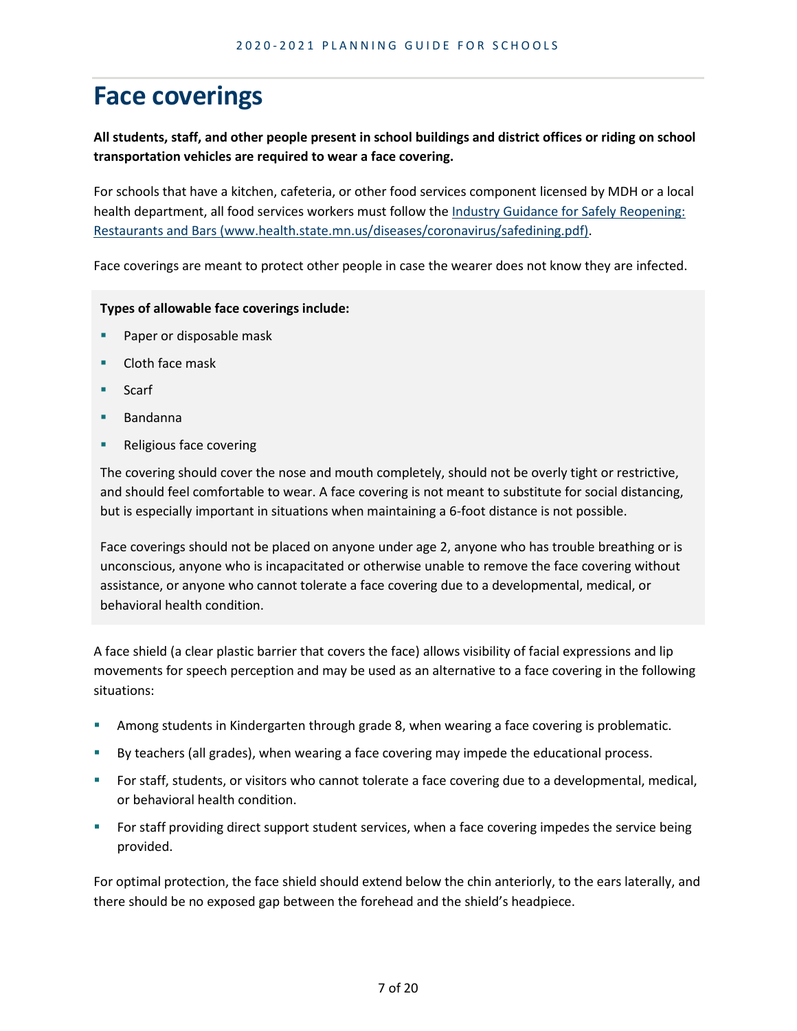# Face coverings

**All students, staff, and other people present in school buildings and district offices or riding on school transportation vehicles are required to wear a face covering.**

For schools that have a kitchen, cafeteria, or other food services component licensed by MDH or a local health department, all food services workers must follow the [Industry Guidance for Safely Reopening: Restaurants and Bars (www.health.state.mn.us/diseases/coronavirus/safedining.pdf)](www.health.state.mn.us/diseases/coronavirus/safedining.pdf).

Face coverings are meant to protect other people in case the wearer does not know they are infected.

**Types of allowable face coverings include:**

- Paper or disposable mask
- Cloth face mask
- Scarf
- Bandanna
- Religious face covering

The covering should cover the nose and mouth completely, should not be overly tight or restrictive, and should feel comfortable to wear. A face covering is not meant to substitute for social distancing, but is especially important in situations when maintaining a 6-foot distance is not possible.

Face coverings should not be placed on anyone under age 2, anyone who has trouble breathing or is unconscious, anyone who is incapacitated or otherwise unable to remove the face covering without assistance, or anyone who cannot tolerate a face covering due to a developmental, medical, or behavioral health condition.

A face shield (a clear plastic barrier that covers the face) allows visibility of facial expressions and lip movements for speech perception and may be used as an alternative to a face covering in the following situations:

- Among students in Kindergarten through grade 8, when wearing a face covering is problematic.
- By teachers (all grades), when wearing a face covering may impede the educational process.
- For staff, students, or visitors who cannot tolerate a face covering due to a developmental, medical, or behavioral health condition.
- For staff providing direct support student services, when a face covering impedes the service being provided.

For optimal protection, the face shield should extend below the chin anteriorly, to the ears laterally, and there should be no exposed gap between the forehead and the shield's headpiece.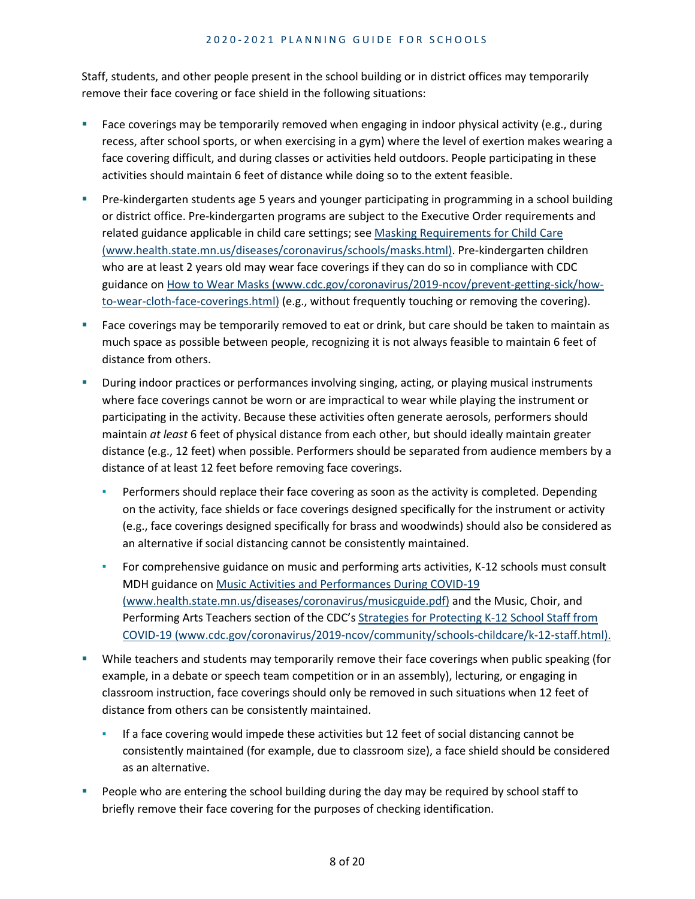Staff, students, and other people present in the school building or in district offices may temporarily remove their face covering or face shield in the following situations:

- Face coverings may be temporarily removed when engaging in indoor physical activity (e.g., during recess, after school sports, or when exercising in a gym) where the level of exertion makes wearing a face covering difficult, and during classes or activities held outdoors. People participating in these activities should maintain 6 feet of distance while doing so to the extent feasible.
- Pre-kindergarten students age 5 years and younger participating in programming in a school building or district office. Pre-kindergarten programs are subject to the Executive Order requirements and related guidance applicable in child care settings; see [Masking Requirements for Child Care (www.health.state.mn.us/diseases/coronavirus/schools/masks.html)](www.health.state.mn.us/diseases/coronavirus/schools/masks.html). Pre-kindergarten children who are at least 2 years old may wear face coverings if they can do so in compliance with CDC guidance on [How to Wear Masks (www.cdc.gov/coronavirus/2019-ncov/prevent-getting-sick/how-to-wear-cloth-face-coverings.html)](www.cdc.gov/coronavirus/2019-ncov/prevent-getting-sick/how-to-wear-cloth-face-coverings.html) (e.g., without frequently touching or removing the covering).
- Face coverings may be temporarily removed to eat or drink, but care should be taken to maintain as much space as possible between people, recognizing it is not always feasible to maintain 6 feet of distance from others.
- During indoor practices or performances involving singing, acting, or playing musical instruments where face coverings cannot be worn or are impractical to wear while playing the instrument or participating in the activity. Because these activities often generate aerosols, performers should maintain *at least* 6 feet of physical distance from each other, but should ideally maintain greater distance (e.g., 12 feet) when possible. Performers should be separated from audience members by a distance of at least 12 feet before removing face coverings.
  - Performers should replace their face covering as soon as the activity is completed. Depending on the activity, face shields or face coverings designed specifically for the instrument or activity (e.g., face coverings designed specifically for brass and woodwinds) should also be considered as an alternative if social distancing cannot be consistently maintained.
  - For comprehensive guidance on music and performing arts activities, K-12 schools must consult MDH guidance on [Music Activities and Performances During COVID-19 (www.health.state.mn.us/diseases/coronavirus/musicguide.pdf)](www.health.state.mn.us/diseases/coronavirus/musicguide.pdf) and the Music, Choir, and Performing Arts Teachers section of the CDC's [Strategies for Protecting K-12 School Staff from COVID-19 (www.cdc.gov/coronavirus/2019-ncov/community/schools-childcare/k-12-staff.html).](www.cdc.gov/coronavirus/2019-ncov/community/schools-childcare/k-12-staff.html)
- While teachers and students may temporarily remove their face coverings when public speaking (for example, in a debate or speech team competition or in an assembly), lecturing, or engaging in classroom instruction, face coverings should only be removed in such situations when 12 feet of distance from others can be consistently maintained.
  - If a face covering would impede these activities but 12 feet of social distancing cannot be consistently maintained (for example, due to classroom size), a face shield should be considered as an alternative.
- People who are entering the school building during the day may be required by school staff to briefly remove their face covering for the purposes of checking identification.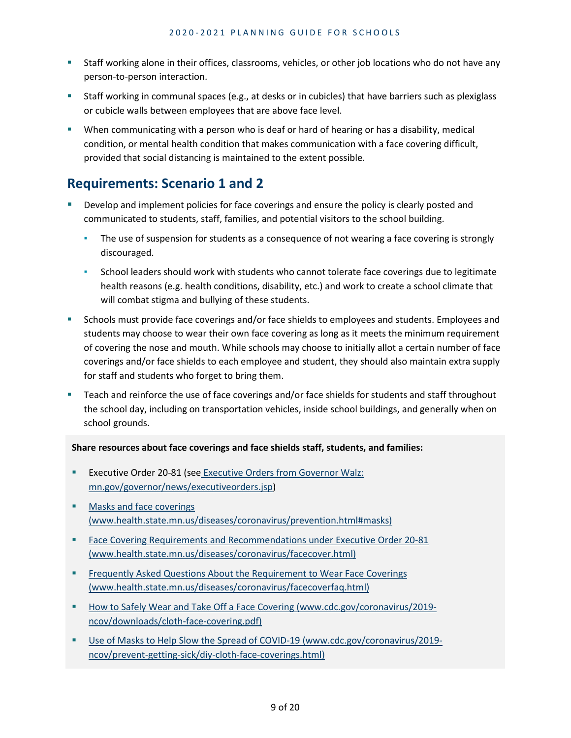- Staff working alone in their offices, classrooms, vehicles, or other job locations who do not have any person-to-person interaction.
- Staff working in communal spaces (e.g., at desks or in cubicles) that have barriers such as plexiglass or cubicle walls between employees that are above face level.
- When communicating with a person who is deaf or hard of hearing or has a disability, medical condition, or mental health condition that makes communication with a face covering difficult, provided that social distancing is maintained to the extent possible.

## Requirements: Scenario 1 and 2

- Develop and implement policies for face coverings and ensure the policy is clearly posted and communicated to students, staff, families, and potential visitors to the school building.
  - The use of suspension for students as a consequence of not wearing a face covering is strongly discouraged.
  - School leaders should work with students who cannot tolerate face coverings due to legitimate health reasons (e.g. health conditions, disability, etc.) and work to create a school climate that will combat stigma and bullying of these students.
- Schools must provide face coverings and/or face shields to employees and students. Employees and students may choose to wear their own face covering as long as it meets the minimum requirement of covering the nose and mouth. While schools may choose to initially allot a certain number of face coverings and/or face shields to each employee and student, they should also maintain extra supply for staff and students who forget to bring them.
- Teach and reinforce the use of face coverings and/or face shields for students and staff throughout the school day, including on transportation vehicles, inside school buildings, and generally when on school grounds.

**Share resources about face coverings and face shields staff, students, and families:**

- Executive Order 20-81 (see Executive Orders from Governor Walz: mn.gov/governor/news/executiveorders.jsp)
- Masks and face coverings (www.health.state.mn.us/diseases/coronavirus/prevention.html#masks)
- Face Covering Requirements and Recommendations under Executive Order 20-81 (www.health.state.mn.us/diseases/coronavirus/facecover.html)
- Frequently Asked Questions About the Requirement to Wear Face Coverings (www.health.state.mn.us/diseases/coronavirus/facecoverfaq.html)
- How to Safely Wear and Take Off a Face Covering (www.cdc.gov/coronavirus/2019-ncov/downloads/cloth-face-covering.pdf)
- Use of Masks to Help Slow the Spread of COVID-19 (www.cdc.gov/coronavirus/2019-ncov/prevent-getting-sick/diy-cloth-face-coverings.html)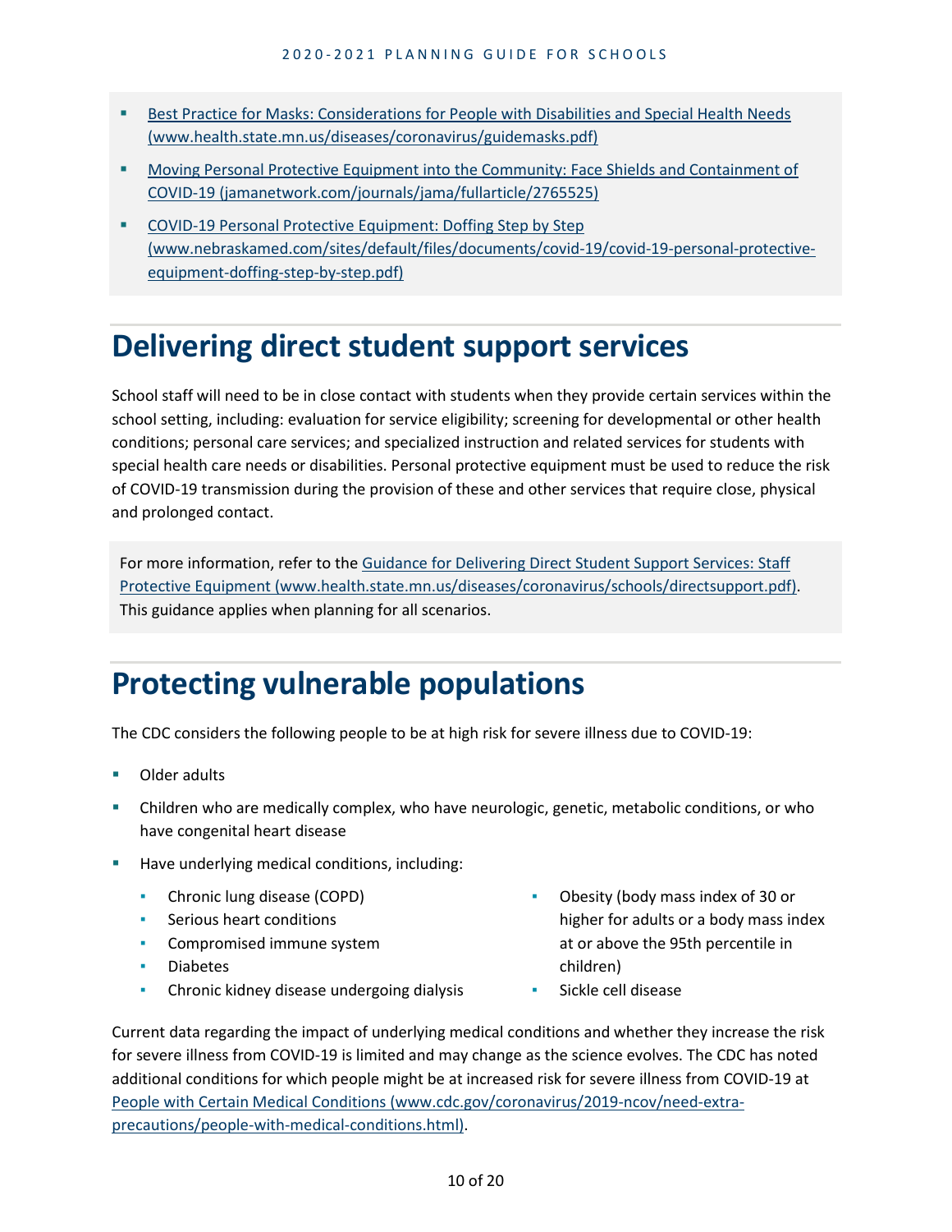- [Best Practice for Masks: Considerations for People with Disabilities and Special Health Needs (www.health.state.mn.us/diseases/coronavirus/guidemasks.pdf)](www.health.state.mn.us/diseases/coronavirus/guidemasks.pdf)
- [Moving Personal Protective Equipment into the Community: Face Shields and Containment of COVID-19 (jamanetwork.com/journals/jama/fullarticle/2765525)](jamanetwork.com/journals/jama/fullarticle/2765525)
- [COVID-19 Personal Protective Equipment: Doffing Step by Step (www.nebraskamed.com/sites/default/files/documents/covid-19/covid-19-personal-protective-equipment-doffing-step-by-step.pdf)](www.nebraskamed.com/sites/default/files/documents/covid-19/covid-19-personal-protective-equipment-doffing-step-by-step.pdf)

# Delivering direct student support services

School staff will need to be in close contact with students when they provide certain services within the school setting, including: evaluation for service eligibility; screening for developmental or other health conditions; personal care services; and specialized instruction and related services for students with special health care needs or disabilities. Personal protective equipment must be used to reduce the risk of COVID-19 transmission during the provision of these and other services that require close, physical and prolonged contact.

For more information, refer to the [Guidance for Delivering Direct Student Support Services: Staff Protective Equipment (www.health.state.mn.us/diseases/coronavirus/schools/directsupport.pdf)](www.health.state.mn.us/diseases/coronavirus/schools/directsupport.pdf). This guidance applies when planning for all scenarios.

# Protecting vulnerable populations

The CDC considers the following people to be at high risk for severe illness due to COVID-19:

- Older adults
- Children who are medically complex, who have neurologic, genetic, metabolic conditions, or who have congenital heart disease
- Have underlying medical conditions, including:
  - Chronic lung disease (COPD)
  - Serious heart conditions
  - Compromised immune system
  - Diabetes
  - Chronic kidney disease undergoing dialysis
  - Obesity (body mass index of 30 or higher for adults or a body mass index at or above the 95th percentile in children)
  - Sickle cell disease

Current data regarding the impact of underlying medical conditions and whether they increase the risk for severe illness from COVID-19 is limited and may change as the science evolves. The CDC has noted additional conditions for which people might be at increased risk for severe illness from COVID-19 at [People with Certain Medical Conditions (www.cdc.gov/coronavirus/2019-ncov/need-extra-precautions/people-with-medical-conditions.html)](www.cdc.gov/coronavirus/2019-ncov/need-extra-precautions/people-with-medical-conditions.html).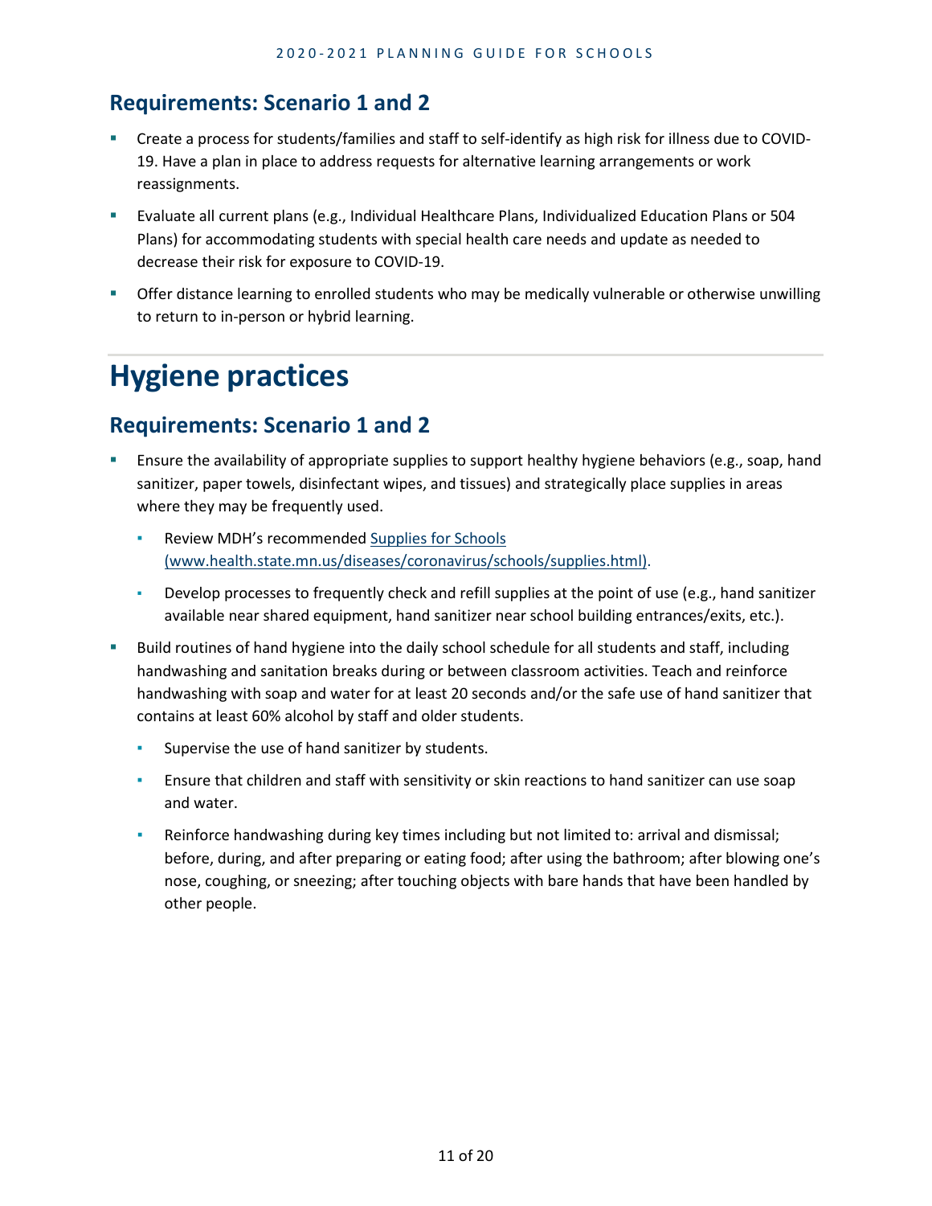## Requirements: Scenario 1 and 2

- Create a process for students/families and staff to self-identify as high risk for illness due to COVID-19. Have a plan in place to address requests for alternative learning arrangements or work reassignments.
- Evaluate all current plans (e.g., Individual Healthcare Plans, Individualized Education Plans or 504 Plans) for accommodating students with special health care needs and update as needed to decrease their risk for exposure to COVID-19.
- Offer distance learning to enrolled students who may be medically vulnerable or otherwise unwilling to return to in-person or hybrid learning.

# Hygiene practices

## Requirements: Scenario 1 and 2

- Ensure the availability of appropriate supplies to support healthy hygiene behaviors (e.g., soap, hand sanitizer, paper towels, disinfectant wipes, and tissues) and strategically place supplies in areas where they may be frequently used.
  - Review MDH's recommended [Supplies for Schools (www.health.state.mn.us/diseases/coronavirus/schools/supplies.html)](www.health.state.mn.us/diseases/coronavirus/schools/supplies.html).
  - Develop processes to frequently check and refill supplies at the point of use (e.g., hand sanitizer available near shared equipment, hand sanitizer near school building entrances/exits, etc.).
- Build routines of hand hygiene into the daily school schedule for all students and staff, including handwashing and sanitation breaks during or between classroom activities. Teach and reinforce handwashing with soap and water for at least 20 seconds and/or the safe use of hand sanitizer that contains at least 60% alcohol by staff and older students.
  - Supervise the use of hand sanitizer by students.
  - Ensure that children and staff with sensitivity or skin reactions to hand sanitizer can use soap and water.
  - Reinforce handwashing during key times including but not limited to: arrival and dismissal; before, during, and after preparing or eating food; after using the bathroom; after blowing one's nose, coughing, or sneezing; after touching objects with bare hands that have been handled by other people.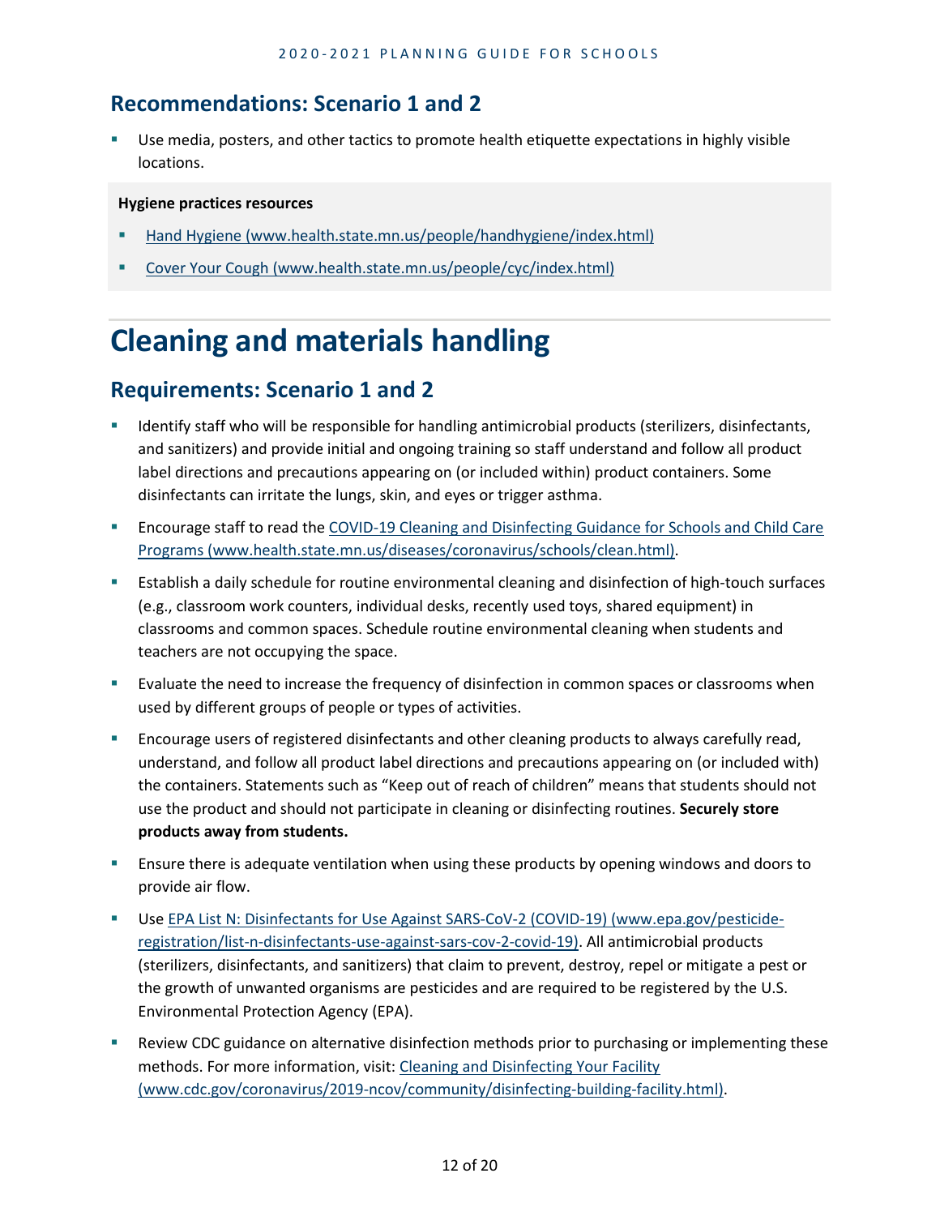## Recommendations: Scenario 1 and 2

- Use media, posters, and other tactics to promote health etiquette expectations in highly visible locations.

**Hygiene practices resources**

- [Hand Hygiene (www.health.state.mn.us/people/handhygiene/index.html)](www.health.state.mn.us/people/handhygiene/index.html)
- [Cover Your Cough (www.health.state.mn.us/people/cyc/index.html)](www.health.state.mn.us/people/cyc/index.html)

# Cleaning and materials handling

## Requirements: Scenario 1 and 2

- Identify staff who will be responsible for handling antimicrobial products (sterilizers, disinfectants, and sanitizers) and provide initial and ongoing training so staff understand and follow all product label directions and precautions appearing on (or included within) product containers. Some disinfectants can irritate the lungs, skin, and eyes or trigger asthma.
- Encourage staff to read the [COVID-19 Cleaning and Disinfecting Guidance for Schools and Child Care Programs (www.health.state.mn.us/diseases/coronavirus/schools/clean.html)](www.health.state.mn.us/diseases/coronavirus/schools/clean.html).
- Establish a daily schedule for routine environmental cleaning and disinfection of high-touch surfaces (e.g., classroom work counters, individual desks, recently used toys, shared equipment) in classrooms and common spaces. Schedule routine environmental cleaning when students and teachers are not occupying the space.
- Evaluate the need to increase the frequency of disinfection in common spaces or classrooms when used by different groups of people or types of activities.
- Encourage users of registered disinfectants and other cleaning products to always carefully read, understand, and follow all product label directions and precautions appearing on (or included with) the containers. Statements such as "Keep out of reach of children" means that students should not use the product and should not participate in cleaning or disinfecting routines. **Securely store products away from students.**
- Ensure there is adequate ventilation when using these products by opening windows and doors to provide air flow.
- Use [EPA List N: Disinfectants for Use Against SARS-CoV-2 (COVID-19) (www.epa.gov/pesticide-registration/list-n-disinfectants-use-against-sars-cov-2-covid-19)](www.epa.gov/pesticide-registration/list-n-disinfectants-use-against-sars-cov-2-covid-19). All antimicrobial products (sterilizers, disinfectants, and sanitizers) that claim to prevent, destroy, repel or mitigate a pest or the growth of unwanted organisms are pesticides and are required to be registered by the U.S. Environmental Protection Agency (EPA).
- Review CDC guidance on alternative disinfection methods prior to purchasing or implementing these methods. For more information, visit: [Cleaning and Disinfecting Your Facility (www.cdc.gov/coronavirus/2019-ncov/community/disinfecting-building-facility.html)](www.cdc.gov/coronavirus/2019-ncov/community/disinfecting-building-facility.html).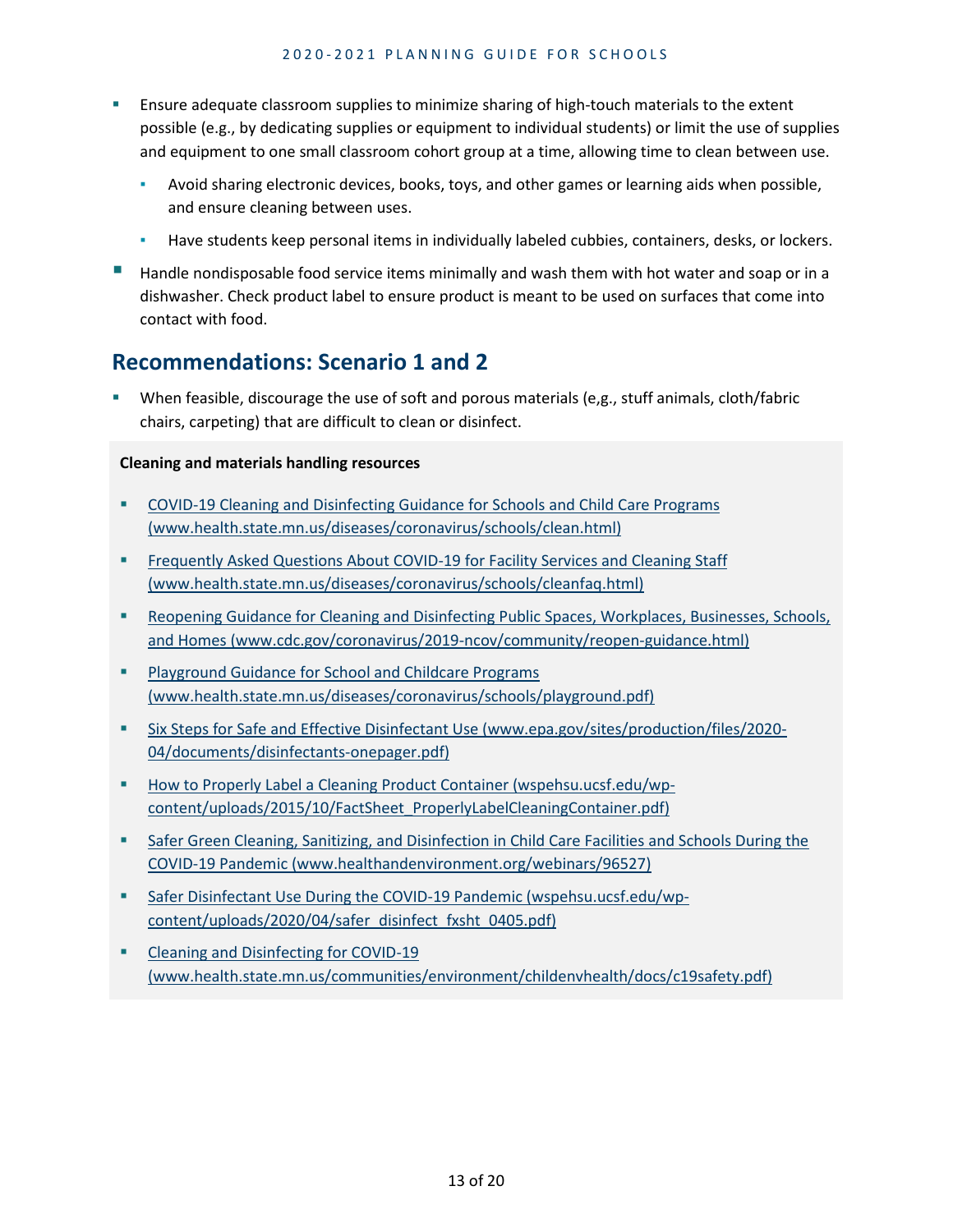- Ensure adequate classroom supplies to minimize sharing of high-touch materials to the extent possible (e.g., by dedicating supplies or equipment to individual students) or limit the use of supplies and equipment to one small classroom cohort group at a time, allowing time to clean between use.
  - Avoid sharing electronic devices, books, toys, and other games or learning aids when possible, and ensure cleaning between uses.
  - Have students keep personal items in individually labeled cubbies, containers, desks, or lockers.
- Handle nondisposable food service items minimally and wash them with hot water and soap or in a dishwasher. Check product label to ensure product is meant to be used on surfaces that come into contact with food.

## Recommendations: Scenario 1 and 2

- When feasible, discourage the use of soft and porous materials (e,g., stuff animals, cloth/fabric chairs, carpeting) that are difficult to clean or disinfect.

**Cleaning and materials handling resources**

- COVID-19 Cleaning and Disinfecting Guidance for Schools and Child Care Programs (www.health.state.mn.us/diseases/coronavirus/schools/clean.html)
- Frequently Asked Questions About COVID-19 for Facility Services and Cleaning Staff (www.health.state.mn.us/diseases/coronavirus/schools/cleanfaq.html)
- Reopening Guidance for Cleaning and Disinfecting Public Spaces, Workplaces, Businesses, Schools, and Homes (www.cdc.gov/coronavirus/2019-ncov/community/reopen-guidance.html)
- Playground Guidance for School and Childcare Programs (www.health.state.mn.us/diseases/coronavirus/schools/playground.pdf)
- Six Steps for Safe and Effective Disinfectant Use (www.epa.gov/sites/production/files/2020-04/documents/disinfectants-onepager.pdf)
- How to Properly Label a Cleaning Product Container (wspehsu.ucsf.edu/wp-content/uploads/2015/10/FactSheet_ProperlyLabelCleaningContainer.pdf)
- Safer Green Cleaning, Sanitizing, and Disinfection in Child Care Facilities and Schools During the COVID-19 Pandemic (www.healthandenvironment.org/webinars/96527)
- Safer Disinfectant Use During the COVID-19 Pandemic (wspehsu.ucsf.edu/wp-content/uploads/2020/04/safer_disinfect_fxsht_0405.pdf)
- Cleaning and Disinfecting for COVID-19 (www.health.state.mn.us/communities/environment/childenvhealth/docs/c19safety.pdf)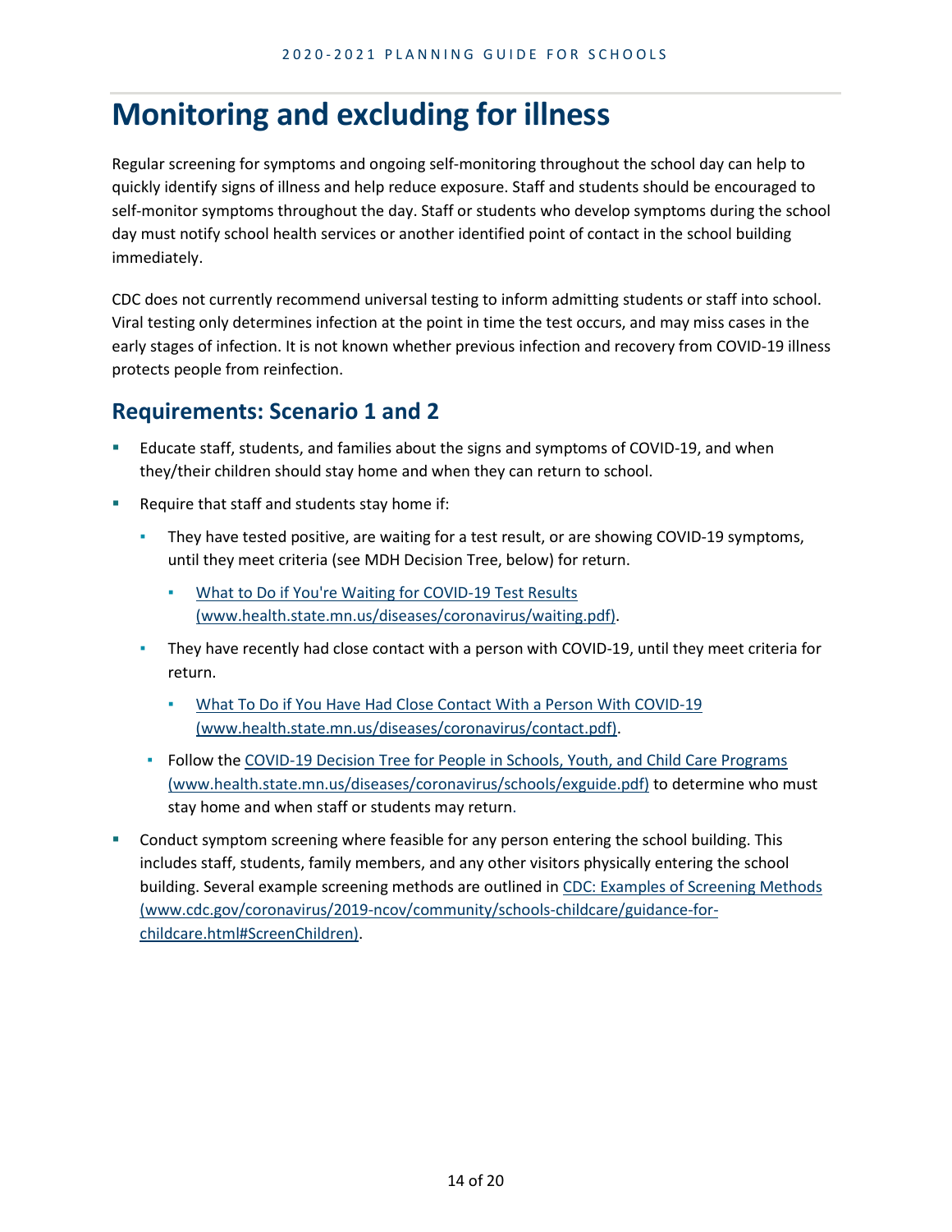# Monitoring and excluding for illness

Regular screening for symptoms and ongoing self-monitoring throughout the school day can help to quickly identify signs of illness and help reduce exposure. Staff and students should be encouraged to self-monitor symptoms throughout the day. Staff or students who develop symptoms during the school day must notify school health services or another identified point of contact in the school building immediately.

CDC does not currently recommend universal testing to inform admitting students or staff into school. Viral testing only determines infection at the point in time the test occurs, and may miss cases in the early stages of infection. It is not known whether previous infection and recovery from COVID-19 illness protects people from reinfection.

## Requirements: Scenario 1 and 2

- Educate staff, students, and families about the signs and symptoms of COVID-19, and when they/their children should stay home and when they can return to school.
- Require that staff and students stay home if:
  - They have tested positive, are waiting for a test result, or are showing COVID-19 symptoms, until they meet criteria (see MDH Decision Tree, below) for return.
    - [What to Do if You're Waiting for COVID-19 Test Results (www.health.state.mn.us/diseases/coronavirus/waiting.pdf)](www.health.state.mn.us/diseases/coronavirus/waiting.pdf).
  - They have recently had close contact with a person with COVID-19, until they meet criteria for return.
    - [What To Do if You Have Had Close Contact With a Person With COVID-19 (www.health.state.mn.us/diseases/coronavirus/contact.pdf)](www.health.state.mn.us/diseases/coronavirus/contact.pdf).
  - Follow the [COVID-19 Decision Tree for People in Schools, Youth, and Child Care Programs (www.health.state.mn.us/diseases/coronavirus/schools/exguide.pdf)](www.health.state.mn.us/diseases/coronavirus/schools/exguide.pdf) to determine who must stay home and when staff or students may return.
- Conduct symptom screening where feasible for any person entering the school building. This includes staff, students, family members, and any other visitors physically entering the school building. Several example screening methods are outlined in [CDC: Examples of Screening Methods (www.cdc.gov/coronavirus/2019-ncov/community/schools-childcare/guidance-for-childcare.html#ScreenChildren)](www.cdc.gov/coronavirus/2019-ncov/community/schools-childcare/guidance-for-childcare.html#ScreenChildren).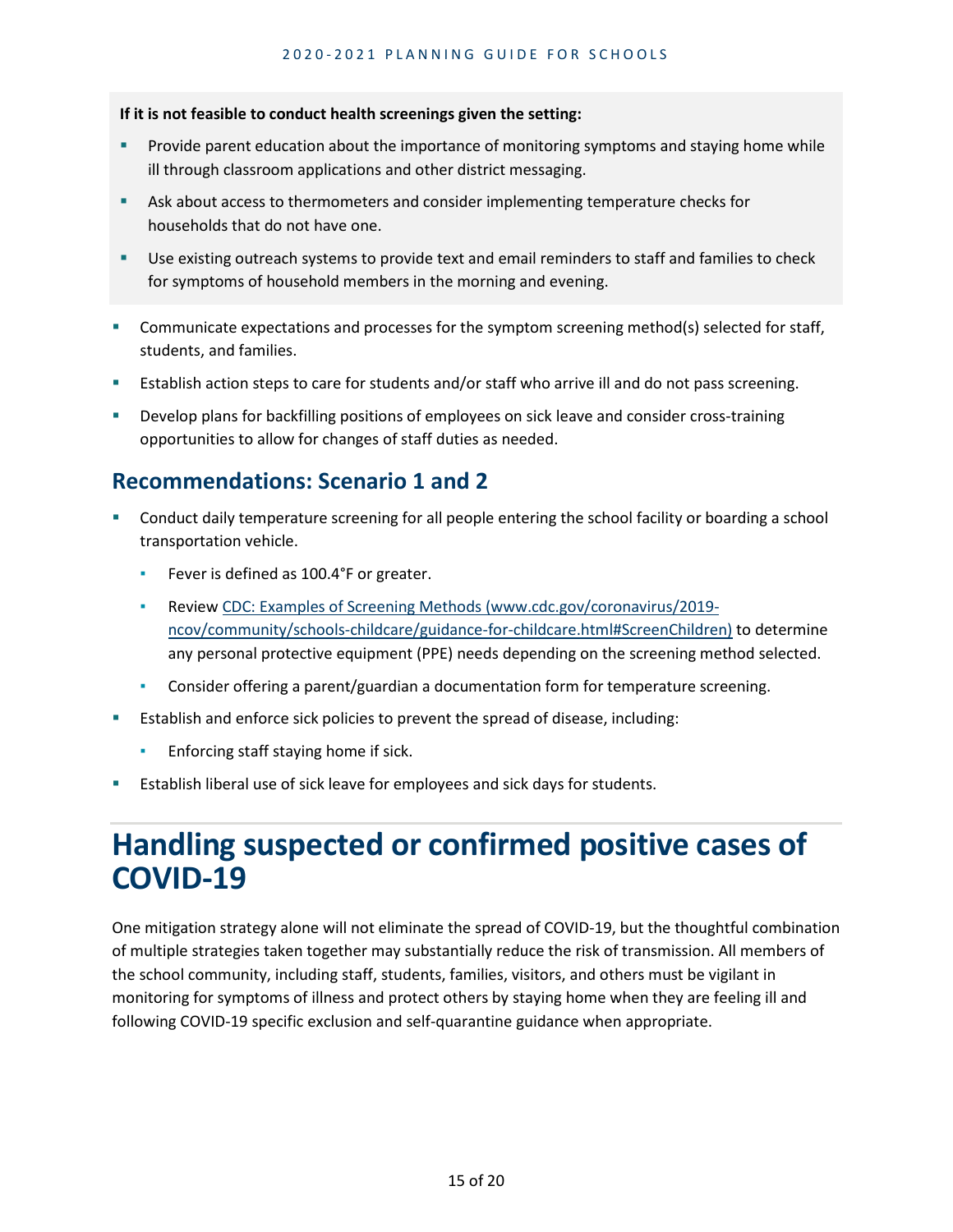**If it is not feasible to conduct health screenings given the setting:**

- Provide parent education about the importance of monitoring symptoms and staying home while ill through classroom applications and other district messaging.
- Ask about access to thermometers and consider implementing temperature checks for households that do not have one.
- Use existing outreach systems to provide text and email reminders to staff and families to check for symptoms of household members in the morning and evening.

- Communicate expectations and processes for the symptom screening method(s) selected for staff, students, and families.
- Establish action steps to care for students and/or staff who arrive ill and do not pass screening.
- Develop plans for backfilling positions of employees on sick leave and consider cross-training opportunities to allow for changes of staff duties as needed.

## Recommendations: Scenario 1 and 2

- Conduct daily temperature screening for all people entering the school facility or boarding a school transportation vehicle.
  - Fever is defined as 100.4°F or greater.
  - Review [CDC: Examples of Screening Methods (www.cdc.gov/coronavirus/2019-ncov/community/schools-childcare/guidance-for-childcare.html#ScreenChildren)](https://www.cdc.gov/coronavirus/2019-ncov/community/schools-childcare/guidance-for-childcare.html#ScreenChildren) to determine any personal protective equipment (PPE) needs depending on the screening method selected.
  - Consider offering a parent/guardian a documentation form for temperature screening.
- Establish and enforce sick policies to prevent the spread of disease, including:
  - Enforcing staff staying home if sick.
- Establish liberal use of sick leave for employees and sick days for students.

# Handling suspected or confirmed positive cases of COVID-19

One mitigation strategy alone will not eliminate the spread of COVID-19, but the thoughtful combination of multiple strategies taken together may substantially reduce the risk of transmission. All members of the school community, including staff, students, families, visitors, and others must be vigilant in monitoring for symptoms of illness and protect others by staying home when they are feeling ill and following COVID-19 specific exclusion and self-quarantine guidance when appropriate.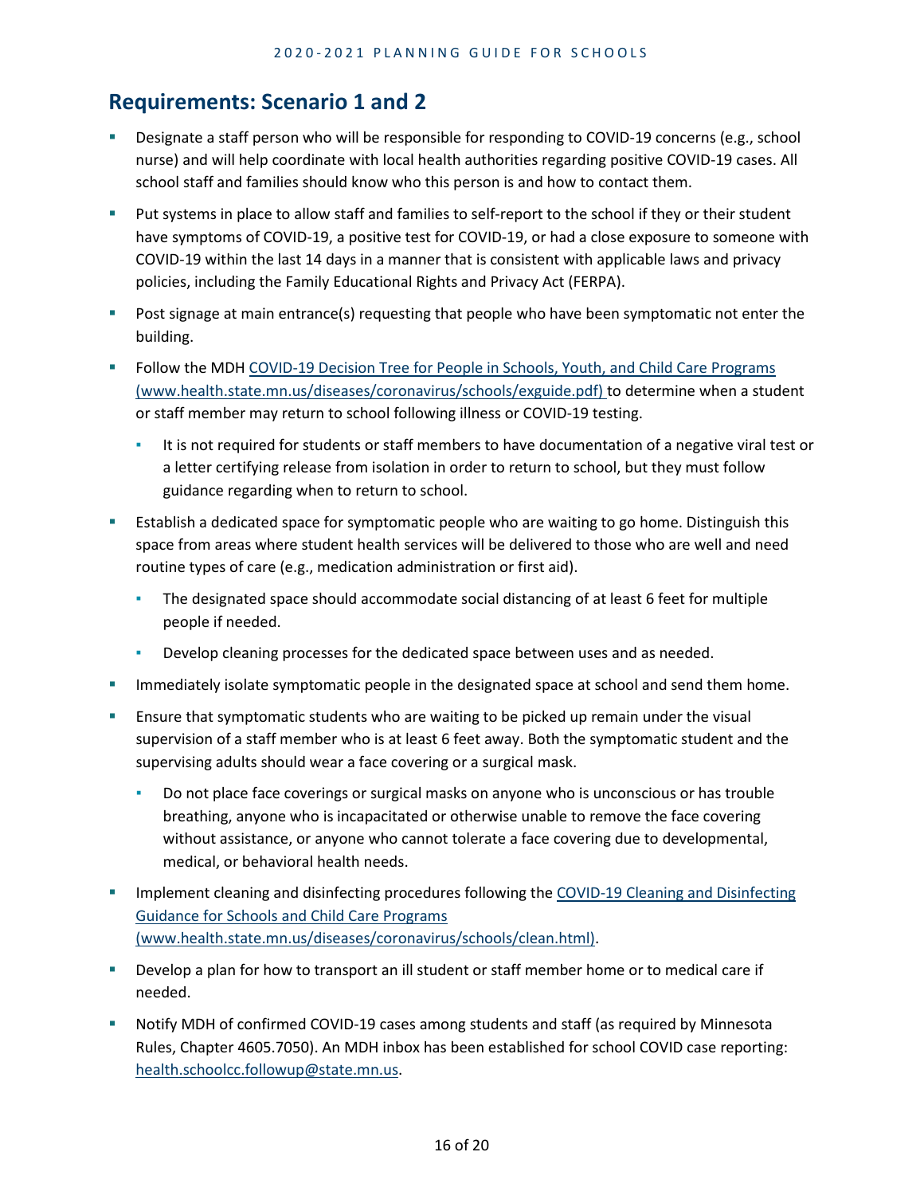## Requirements: Scenario 1 and 2

- Designate a staff person who will be responsible for responding to COVID-19 concerns (e.g., school nurse) and will help coordinate with local health authorities regarding positive COVID-19 cases. All school staff and families should know who this person is and how to contact them.
- Put systems in place to allow staff and families to self-report to the school if they or their student have symptoms of COVID-19, a positive test for COVID-19, or had a close exposure to someone with COVID-19 within the last 14 days in a manner that is consistent with applicable laws and privacy policies, including the Family Educational Rights and Privacy Act (FERPA).
- Post signage at main entrance(s) requesting that people who have been symptomatic not enter the building.
- Follow the MDH [COVID-19 Decision Tree for People in Schools, Youth, and Child Care Programs (www.health.state.mn.us/diseases/coronavirus/schools/exguide.pdf)](www.health.state.mn.us/diseases/coronavirus/schools/exguide.pdf) to determine when a student or staff member may return to school following illness or COVID-19 testing.
  - It is not required for students or staff members to have documentation of a negative viral test or a letter certifying release from isolation in order to return to school, but they must follow guidance regarding when to return to school.
- Establish a dedicated space for symptomatic people who are waiting to go home. Distinguish this space from areas where student health services will be delivered to those who are well and need routine types of care (e.g., medication administration or first aid).
  - The designated space should accommodate social distancing of at least 6 feet for multiple people if needed.
  - Develop cleaning processes for the dedicated space between uses and as needed.
- Immediately isolate symptomatic people in the designated space at school and send them home.
- Ensure that symptomatic students who are waiting to be picked up remain under the visual supervision of a staff member who is at least 6 feet away. Both the symptomatic student and the supervising adults should wear a face covering or a surgical mask.
  - Do not place face coverings or surgical masks on anyone who is unconscious or has trouble breathing, anyone who is incapacitated or otherwise unable to remove the face covering without assistance, or anyone who cannot tolerate a face covering due to developmental, medical, or behavioral health needs.
- Implement cleaning and disinfecting procedures following the [COVID-19 Cleaning and Disinfecting Guidance for Schools and Child Care Programs (www.health.state.mn.us/diseases/coronavirus/schools/clean.html)](www.health.state.mn.us/diseases/coronavirus/schools/clean.html).
- Develop a plan for how to transport an ill student or staff member home or to medical care if needed.
- Notify MDH of confirmed COVID-19 cases among students and staff (as required by Minnesota Rules, Chapter 4605.7050). An MDH inbox has been established for school COVID case reporting: [health.schoolcc.followup@state.mn.us](mailto:health.schoolcc.followup@state.mn.us).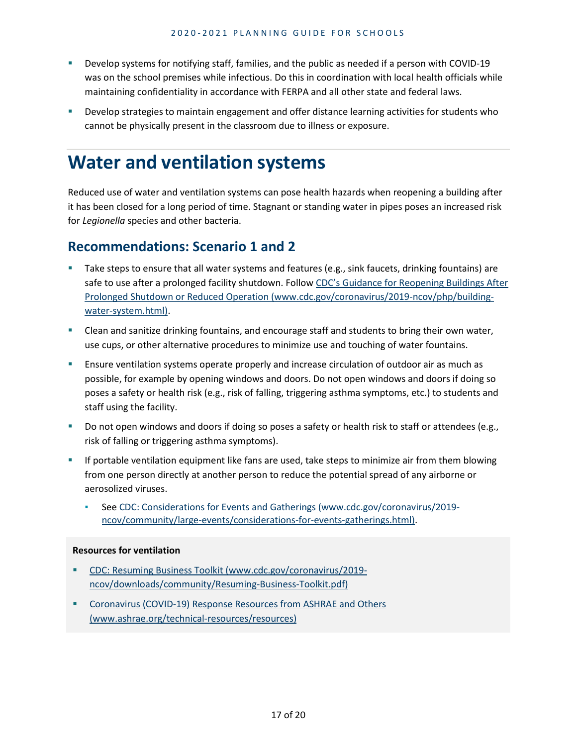- Develop systems for notifying staff, families, and the public as needed if a person with COVID-19 was on the school premises while infectious. Do this in coordination with local health officials while maintaining confidentiality in accordance with FERPA and all other state and federal laws.
- Develop strategies to maintain engagement and offer distance learning activities for students who cannot be physically present in the classroom due to illness or exposure.

# Water and ventilation systems

Reduced use of water and ventilation systems can pose health hazards when reopening a building after it has been closed for a long period of time. Stagnant or standing water in pipes poses an increased risk for *Legionella* species and other bacteria.

## Recommendations: Scenario 1 and 2

- Take steps to ensure that all water systems and features (e.g., sink faucets, drinking fountains) are safe to use after a prolonged facility shutdown. Follow [CDC's Guidance for Reopening Buildings After Prolonged Shutdown or Reduced Operation (www.cdc.gov/coronavirus/2019-ncov/php/building-water-system.html)](www.cdc.gov/coronavirus/2019-ncov/php/building-water-system.html).
- Clean and sanitize drinking fountains, and encourage staff and students to bring their own water, use cups, or other alternative procedures to minimize use and touching of water fountains.
- Ensure ventilation systems operate properly and increase circulation of outdoor air as much as possible, for example by opening windows and doors. Do not open windows and doors if doing so poses a safety or health risk (e.g., risk of falling, triggering asthma symptoms, etc.) to students and staff using the facility.
- Do not open windows and doors if doing so poses a safety or health risk to staff or attendees (e.g., risk of falling or triggering asthma symptoms).
- If portable ventilation equipment like fans are used, take steps to minimize air from them blowing from one person directly at another person to reduce the potential spread of any airborne or aerosolized viruses.
  - See [CDC: Considerations for Events and Gatherings (www.cdc.gov/coronavirus/2019-ncov/community/large-events/considerations-for-events-gatherings.html)](www.cdc.gov/coronavirus/2019-ncov/community/large-events/considerations-for-events-gatherings.html).

**Resources for ventilation**

- [CDC: Resuming Business Toolkit (www.cdc.gov/coronavirus/2019-ncov/downloads/community/Resuming-Business-Toolkit.pdf)](www.cdc.gov/coronavirus/2019-ncov/downloads/community/Resuming-Business-Toolkit.pdf)
- [Coronavirus (COVID-19) Response Resources from ASHRAE and Others (www.ashrae.org/technical-resources/resources)](www.ashrae.org/technical-resources/resources)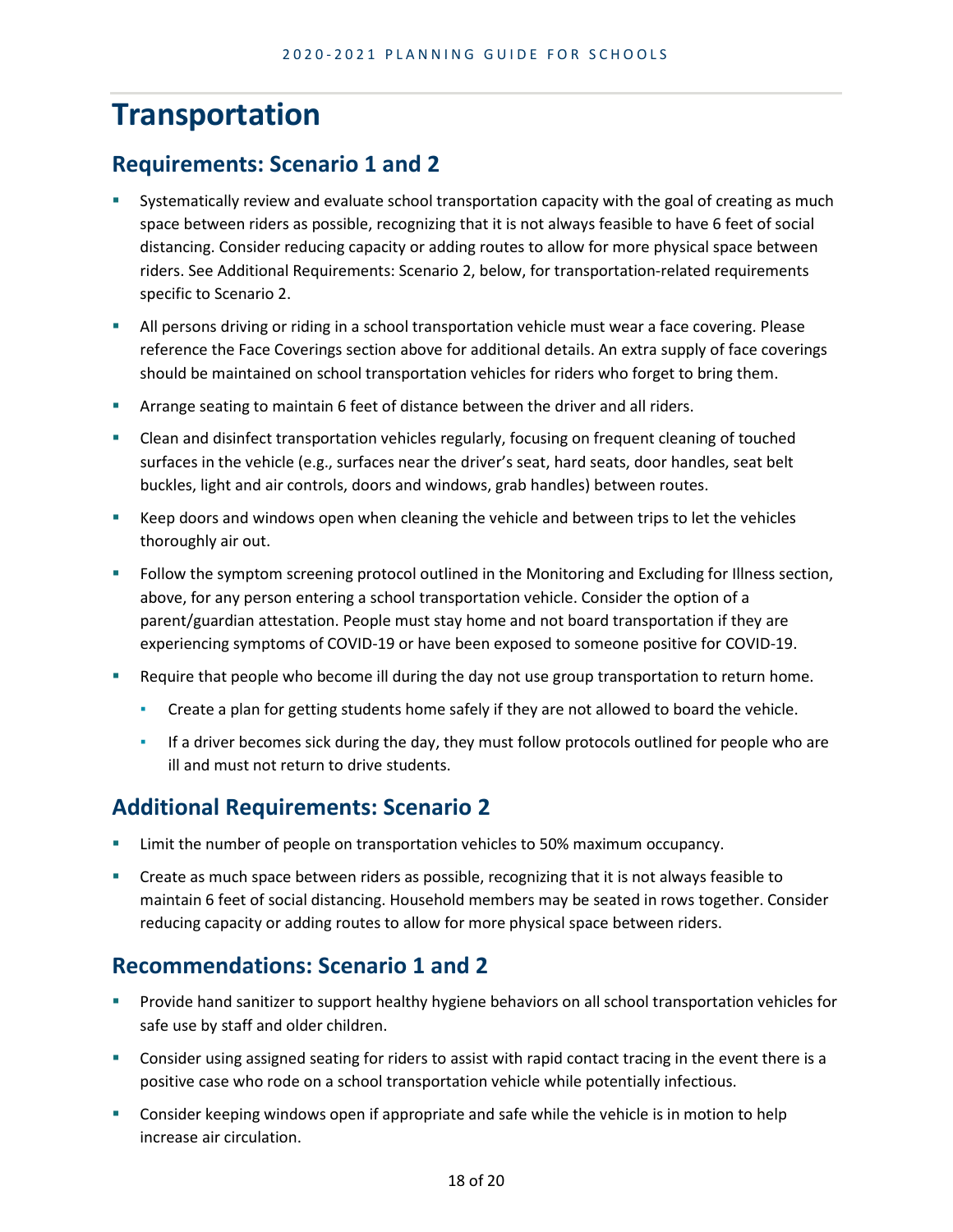# Transportation

## Requirements: Scenario 1 and 2

- Systematically review and evaluate school transportation capacity with the goal of creating as much space between riders as possible, recognizing that it is not always feasible to have 6 feet of social distancing. Consider reducing capacity or adding routes to allow for more physical space between riders. See Additional Requirements: Scenario 2, below, for transportation-related requirements specific to Scenario 2.
- All persons driving or riding in a school transportation vehicle must wear a face covering. Please reference the Face Coverings section above for additional details. An extra supply of face coverings should be maintained on school transportation vehicles for riders who forget to bring them.
- Arrange seating to maintain 6 feet of distance between the driver and all riders.
- Clean and disinfect transportation vehicles regularly, focusing on frequent cleaning of touched surfaces in the vehicle (e.g., surfaces near the driver's seat, hard seats, door handles, seat belt buckles, light and air controls, doors and windows, grab handles) between routes.
- Keep doors and windows open when cleaning the vehicle and between trips to let the vehicles thoroughly air out.
- Follow the symptom screening protocol outlined in the Monitoring and Excluding for Illness section, above, for any person entering a school transportation vehicle. Consider the option of a parent/guardian attestation. People must stay home and not board transportation if they are experiencing symptoms of COVID-19 or have been exposed to someone positive for COVID-19.
- Require that people who become ill during the day not use group transportation to return home.
  - Create a plan for getting students home safely if they are not allowed to board the vehicle.
  - If a driver becomes sick during the day, they must follow protocols outlined for people who are ill and must not return to drive students.

## Additional Requirements: Scenario 2

- Limit the number of people on transportation vehicles to 50% maximum occupancy.
- Create as much space between riders as possible, recognizing that it is not always feasible to maintain 6 feet of social distancing. Household members may be seated in rows together. Consider reducing capacity or adding routes to allow for more physical space between riders.

## Recommendations: Scenario 1 and 2

- Provide hand sanitizer to support healthy hygiene behaviors on all school transportation vehicles for safe use by staff and older children.
- Consider using assigned seating for riders to assist with rapid contact tracing in the event there is a positive case who rode on a school transportation vehicle while potentially infectious.
- Consider keeping windows open if appropriate and safe while the vehicle is in motion to help increase air circulation.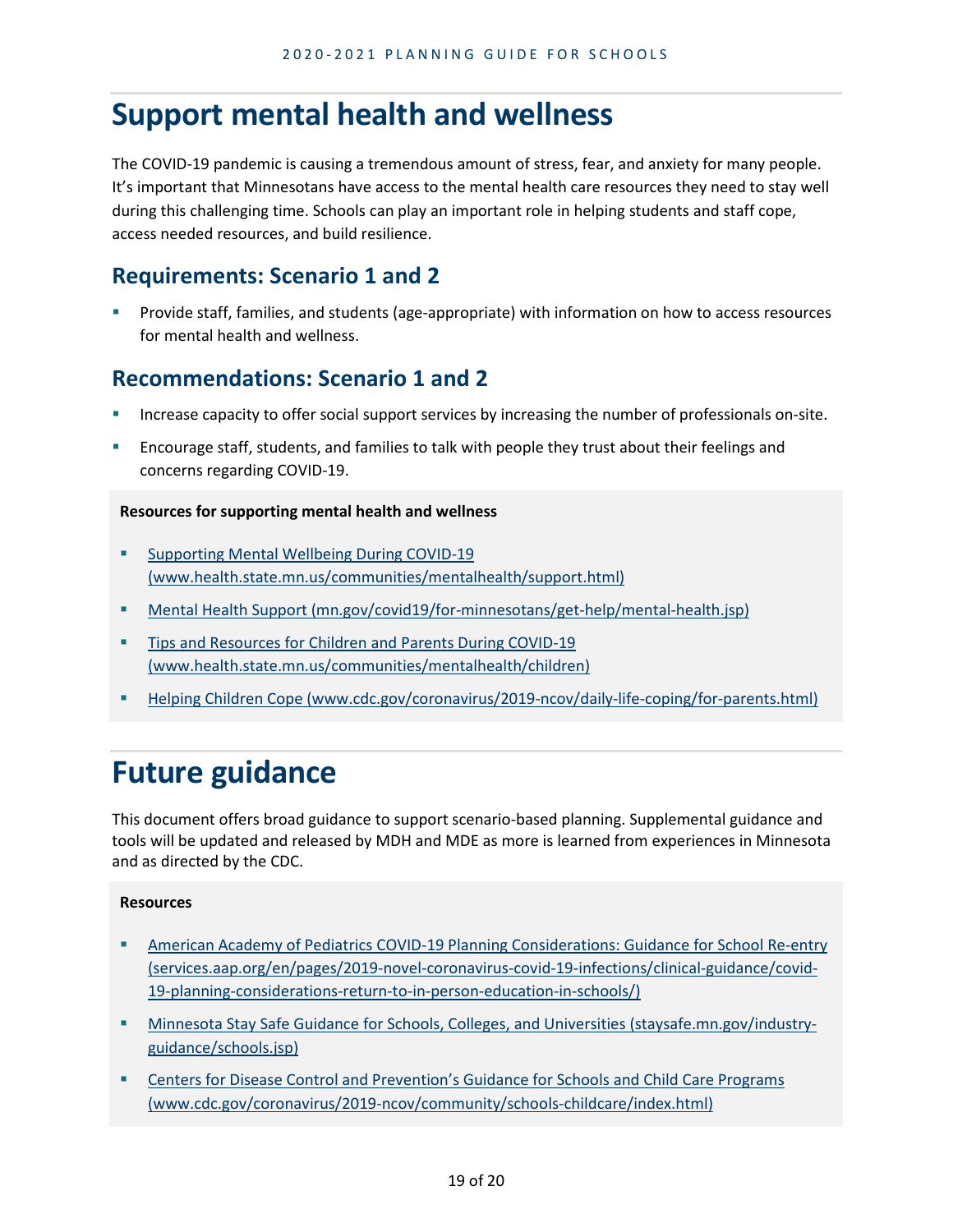# Support mental health and wellness

The COVID-19 pandemic is causing a tremendous amount of stress, fear, and anxiety for many people. It's important that Minnesotans have access to the mental health care resources they need to stay well during this challenging time. Schools can play an important role in helping students and staff cope, access needed resources, and build resilience.

## Requirements: Scenario 1 and 2

- Provide staff, families, and students (age-appropriate) with information on how to access resources for mental health and wellness.

## Recommendations: Scenario 1 and 2

- Increase capacity to offer social support services by increasing the number of professionals on-site.
- Encourage staff, students, and families to talk with people they trust about their feelings and concerns regarding COVID-19.

**Resources for supporting mental health and wellness**

- Supporting Mental Wellbeing During COVID-19 (www.health.state.mn.us/communities/mentalhealth/support.html)
- Mental Health Support (mn.gov/covid19/for-minnesotans/get-help/mental-health.jsp)
- Tips and Resources for Children and Parents During COVID-19 (www.health.state.mn.us/communities/mentalhealth/children)
- Helping Children Cope (www.cdc.gov/coronavirus/2019-ncov/daily-life-coping/for-parents.html)

# Future guidance

This document offers broad guidance to support scenario-based planning. Supplemental guidance and tools will be updated and released by MDH and MDE as more is learned from experiences in Minnesota and as directed by the CDC.

**Resources**

- American Academy of Pediatrics COVID-19 Planning Considerations: Guidance for School Re-entry (services.aap.org/en/pages/2019-novel-coronavirus-covid-19-infections/clinical-guidance/covid-19-planning-considerations-return-to-in-person-education-in-schools/)
- Minnesota Stay Safe Guidance for Schools, Colleges, and Universities (staysafe.mn.gov/industry-guidance/schools.jsp)
- Centers for Disease Control and Prevention's Guidance for Schools and Child Care Programs (www.cdc.gov/coronavirus/2019-ncov/community/schools-childcare/index.html)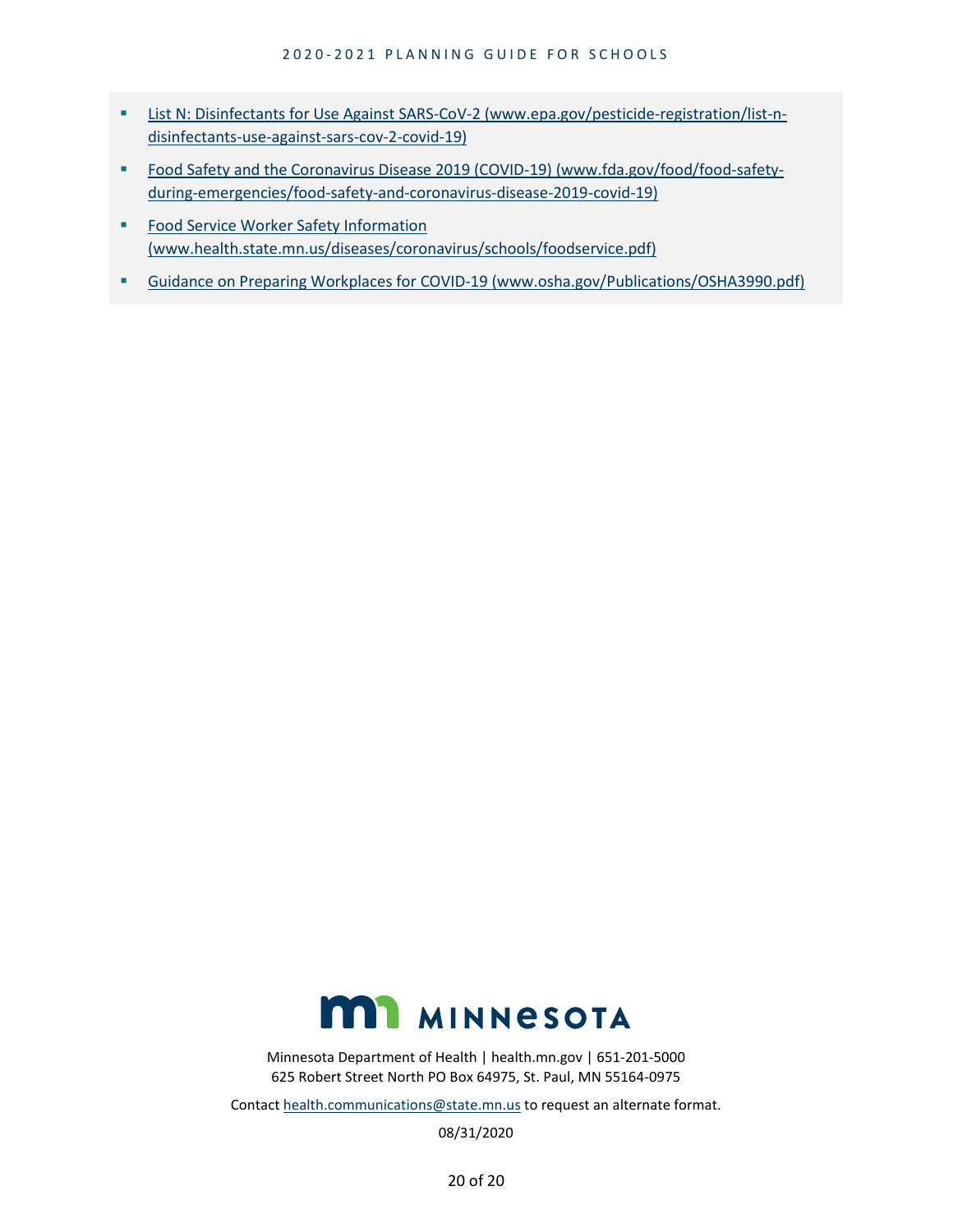- List N: Disinfectants for Use Against SARS-CoV-2 (www.epa.gov/pesticide-registration/list-n-disinfectants-use-against-sars-cov-2-covid-19)
- Food Safety and the Coronavirus Disease 2019 (COVID-19) (www.fda.gov/food/food-safety-during-emergencies/food-safety-and-coronavirus-disease-2019-covid-19)
- Food Service Worker Safety Information (www.health.state.mn.us/diseases/coronavirus/schools/foodservice.pdf)
- Guidance on Preparing Workplaces for COVID-19 (www.osha.gov/Publications/OSHA3990.pdf)

MINNESOTA

Minnesota Department of Health | health.mn.gov | 651-201-5000
625 Robert Street North PO Box 64975, St. Paul, MN 55164-0975

Contact health.communications@state.mn.us to request an alternate format.

08/31/2020